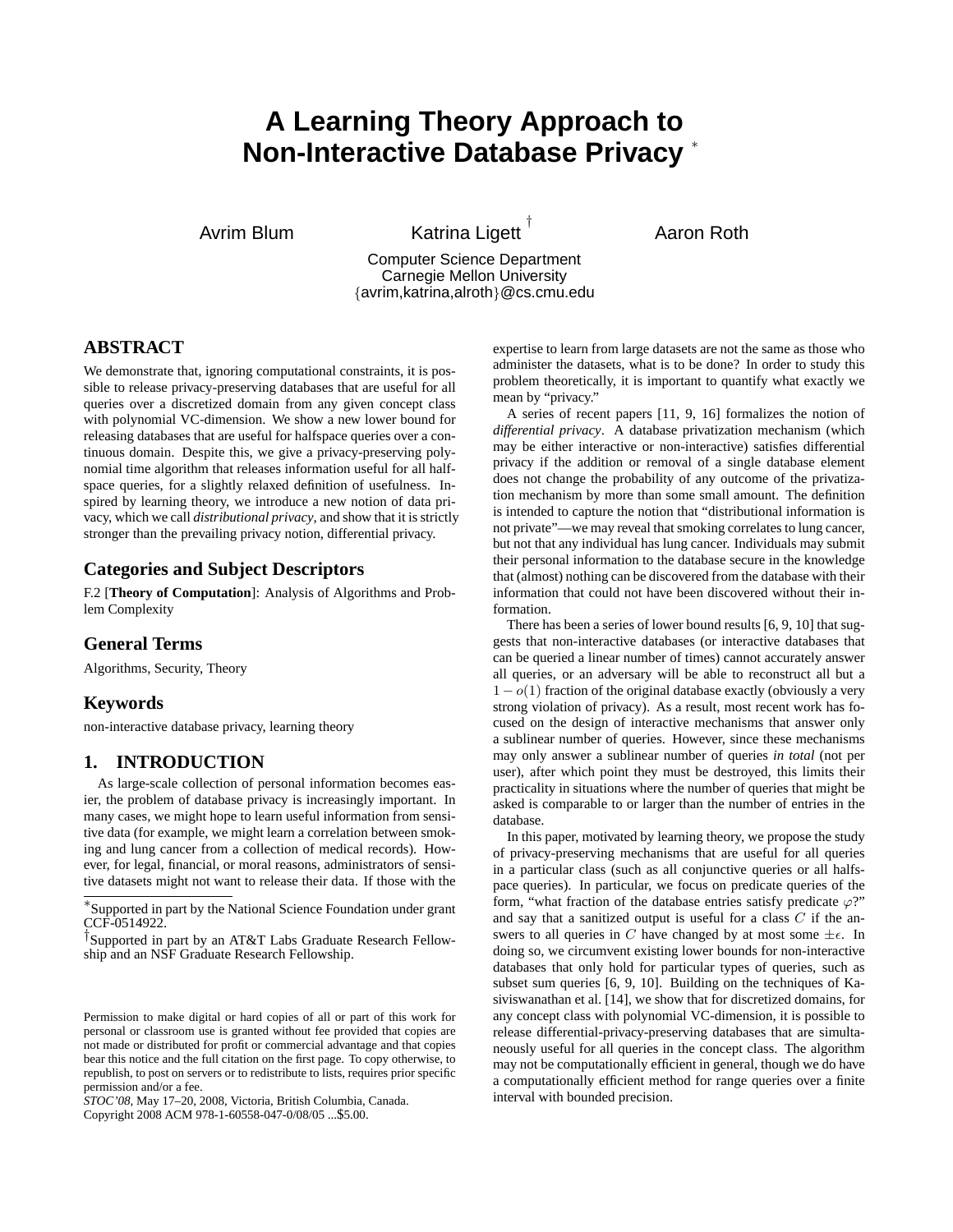# A Learning Theory Approach to Non-Interactive Database Privacy *

Avrim Blum, Katrina Ligett †, Aaron Roth

Computer Science Department
Carnegie Mellon University
{avrim,katrina,alroth}@cs.cmu.edu

## ABSTRACT

We demonstrate that, ignoring computational constraints, it is possible to release privacy-preserving databases that are useful for all queries over a discretized domain from any given concept class with polynomial VC-dimension. We show a new lower bound for releasing databases that are useful for halfspace queries over a continuous domain. Despite this, we give a privacy-preserving polynomial time algorithm that releases information useful for all halfspace queries, for a slightly relaxed definition of usefulness. Inspired by learning theory, we introduce a new notion of data privacy, which we call *distributional privacy*, and show that it is strictly stronger than the prevailing privacy notion, differential privacy.

## Categories and Subject Descriptors

F.2 [**Theory of Computation**]: Analysis of Algorithms and Problem Complexity

## General Terms

Algorithms, Security, Theory

## Keywords

non-interactive database privacy, learning theory

## 1. INTRODUCTION

As large-scale collection of personal information becomes easier, the problem of database privacy is increasingly important. In many cases, we might hope to learn useful information from sensitive data (for example, we might learn a correlation between smoking and lung cancer from a collection of medical records). However, for legal, financial, or moral reasons, administrators of sensitive datasets might not want to release their data. If those with the expertise to learn from large datasets are not the same as those who administer the datasets, what is to be done? In order to study this problem theoretically, it is important to quantify what exactly we mean by "privacy."

A series of recent papers [11, 9, 16] formalizes the notion of *differential privacy*. A database privatization mechanism (which may be either interactive or non-interactive) satisfies differential privacy if the addition or removal of a single database element does not change the probability of any outcome of the privatization mechanism by more than some small amount. The definition is intended to capture the notion that "distributional information is not private"—we may reveal that smoking correlates to lung cancer, but not that any individual has lung cancer. Individuals may submit their personal information to the database secure in the knowledge that (almost) nothing can be discovered from the database with their information that could not have been discovered without their information.

There has been a series of lower bound results [6, 9, 10] that suggests that non-interactive databases (or interactive databases that can be queried a linear number of times) cannot accurately answer all queries, or an adversary will be able to reconstruct all but a $1 - o(1)$ fraction of the original database exactly (obviously a very strong violation of privacy). As a result, most recent work has focused on the design of interactive mechanisms that answer only a sublinear number of queries. However, since these mechanisms may only answer a sublinear number of queries *in total* (not per user), after which point they must be destroyed, this limits their practicality in situations where the number of queries that might be asked is comparable to or larger than the number of entries in the database.

In this paper, motivated by learning theory, we propose the study of privacy-preserving mechanisms that are useful for all queries in a particular class (such as all conjunctive queries or all halfspace queries). In particular, we focus on predicate queries of the form, "what fraction of the database entries satisfy predicate $\varphi$?" and say that a sanitized output is useful for a class $C$ if the answers to all queries in $C$ have changed by at most some $\pm\epsilon$. In doing so, we circumvent existing lower bounds for non-interactive databases that only hold for particular types of queries, such as subset sum queries [6, 9, 10]. Building on the techniques of Kasiviswanathan et al. [14], we show that for discretized domains, for any concept class with polynomial VC-dimension, it is possible to release differential-privacy-preserving databases that are simultaneously useful for all queries in the concept class. The algorithm may not be computationally efficient in general, though we do have a computationally efficient method for range queries over a finite interval with bounded precision.

*Supported in part by the National Science Foundation under grant CCF-0514922.

†Supported in part by an AT&T Labs Graduate Research Fellowship and an NSF Graduate Research Fellowship.

Permission to make digital or hard copies of all or part of this work for personal or classroom use is granted without fee provided that copies are not made or distributed for profit or commercial advantage and that copies bear this notice and the full citation on the first page. To copy otherwise, to republish, to post on servers or to redistribute to lists, requires prior specific permission and/or a fee.
*STOC'08*, May 17–20, 2008, Victoria, British Columbia, Canada.
Copyright 2008 ACM 978-1-60558-047-0/08/05 ...$5.00.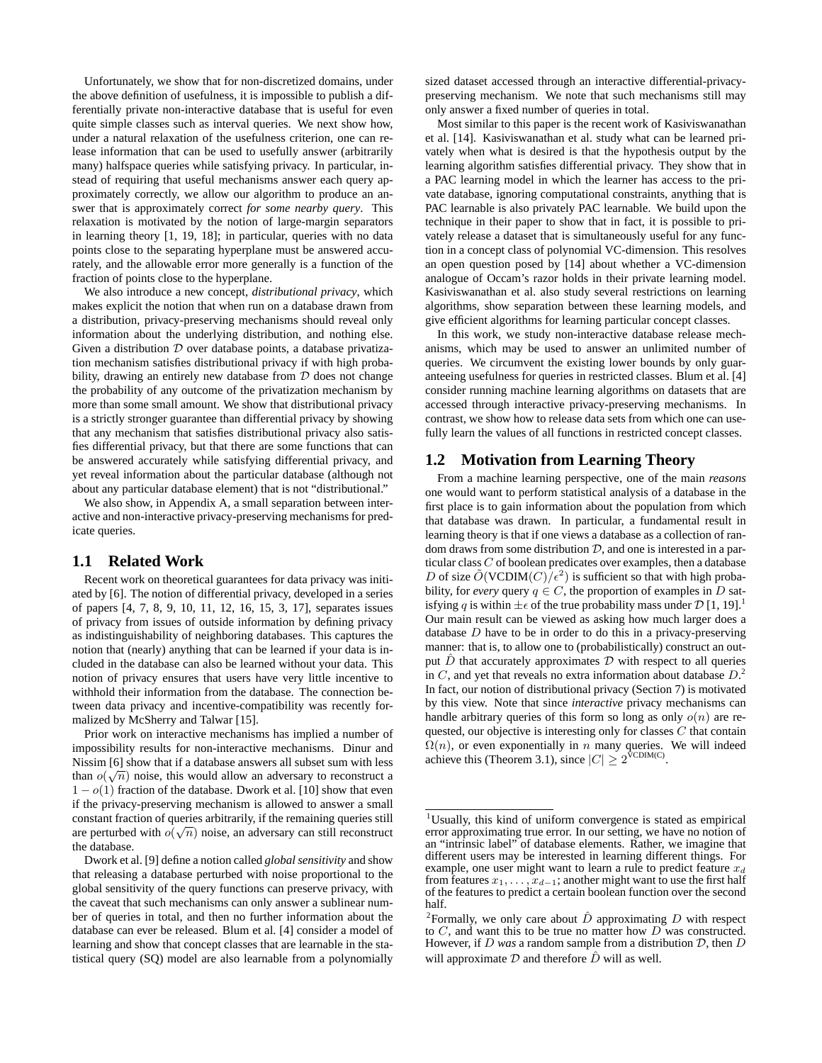Unfortunately, we show that for non-discretized domains, under the above definition of usefulness, it is impossible to publish a differentially private non-interactive database that is useful for even quite simple classes such as interval queries. We next show how, under a natural relaxation of the usefulness criterion, one can release information that can be used to usefully answer (arbitrarily many) halfspace queries while satisfying privacy. In particular, instead of requiring that useful mechanisms answer each query approximately correctly, we allow our algorithm to produce an answer that is approximately correct *for some nearby query*. This relaxation is motivated by the notion of large-margin separators in learning theory [1, 19, 18]; in particular, queries with no data points close to the separating hyperplane must be answered accurately, and the allowable error more generally is a function of the fraction of points close to the hyperplane.

We also introduce a new concept, *distributional privacy*, which makes explicit the notion that when run on a database drawn from a distribution, privacy-preserving mechanisms should reveal only information about the underlying distribution, and nothing else. Given a distribution $\mathcal{D}$ over database points, a database privatization mechanism satisfies distributional privacy if with high probability, drawing an entirely new database from $\mathcal{D}$ does not change the probability of any outcome of the privatization mechanism by more than some small amount. We show that distributional privacy is a strictly stronger guarantee than differential privacy by showing that any mechanism that satisfies distributional privacy also satisfies differential privacy, but that there are some functions that can be answered accurately while satisfying differential privacy, and yet reveal information about the particular database (although not about any particular database element) that is not "distributional."

We also show, in Appendix A, a small separation between interactive and non-interactive privacy-preserving mechanisms for predicate queries.

## 1.1 Related Work

Recent work on theoretical guarantees for data privacy was initiated by [6]. The notion of differential privacy, developed in a series of papers [4, 7, 8, 9, 10, 11, 12, 16, 15, 3, 17], separates issues of privacy from issues of outside information by defining privacy as indistinguishability of neighboring databases. This captures the notion that (nearly) anything that can be learned if your data is included in the database can also be learned without your data. This notion of privacy ensures that users have very little incentive to withhold their information from the database. The connection between data privacy and incentive-compatibility was recently formalized by McSherry and Talwar [15].

Prior work on interactive mechanisms has implied a number of impossibility results for non-interactive mechanisms. Dinur and Nissim [6] show that if a database answers all subset sum with less than $o(\sqrt{n})$ noise, this would allow an adversary to reconstruct a $1 - o(1)$ fraction of the database. Dwork et al. [10] show that even if the privacy-preserving mechanism is allowed to answer a small constant fraction of queries arbitrarily, if the remaining queries still are perturbed with $o(\sqrt{n})$ noise, an adversary can still reconstruct the database.

Dwork et al. [9] define a notion called *global sensitivity* and show that releasing a database perturbed with noise proportional to the global sensitivity of the query functions can preserve privacy, with the caveat that such mechanisms can only answer a sublinear number of queries in total, and then no further information about the database can ever be released. Blum et al. [4] consider a model of learning and show that concept classes that are learnable in the statistical query (SQ) model are also learnable from a polynomially sized dataset accessed through an interactive differential-privacy-preserving mechanism. We note that such mechanisms still may only answer a fixed number of queries in total.

Most similar to this paper is the recent work of Kasiviswanathan et al. [14]. Kasiviswanathan et al. study what can be learned privately when what is desired is that the hypothesis output by the learning algorithm satisfies differential privacy. They show that in a PAC learning model in which the learner has access to the private database, ignoring computational constraints, anything that is PAC learnable is also privately PAC learnable. We build upon the technique in their paper to show that in fact, it is possible to privately release a dataset that is simultaneously useful for any function in a concept class of polynomial VC-dimension. This resolves an open question posed by [14] about whether a VC-dimension analogue of Occam's razor holds in their private learning model. Kasiviswanathan et al. also study several restrictions on learning algorithms, show separation between these learning models, and give efficient algorithms for learning particular concept classes.

In this work, we study non-interactive database release mechanisms, which may be used to answer an unlimited number of queries. We circumvent the existing lower bounds by only guaranteeing usefulness for queries in restricted classes. Blum et al. [4] consider running machine learning algorithms on datasets that are accessed through interactive privacy-preserving mechanisms. In contrast, we show how to release data sets from which one can usefully learn the values of all functions in restricted concept classes.

## 1.2 Motivation from Learning Theory

From a machine learning perspective, one of the main *reasons* one would want to perform statistical analysis of a database in the first place is to gain information about the population from which that database was drawn. In particular, a fundamental result in learning theory is that if one views a database as a collection of random draws from some distribution $\mathcal{D}$, and one is interested in a particular class $C$ of boolean predicates over examples, then a database $D$ of size $\tilde{O}(\mathrm{VCDIM}(C)/\epsilon^2)$ is sufficient so that with high probability, for *every* query $q \in C$, the proportion of examples in $D$ satisfying $q$ is within $\pm\epsilon$ of the true probability mass under $\mathcal{D}$ [1, 19].[1] Our main result can be viewed as asking how much larger does a database $D$ have to be in order to do this in a privacy-preserving manner: that is, to allow one to (probabilistically) construct an output $\hat{D}$ that accurately approximates $\mathcal{D}$ with respect to all queries in $C$, and yet that reveals no extra information about database $D$.[2] In fact, our notion of distributional privacy (Section 7) is motivated by this view. Note that since *interactive* privacy mechanisms can handle arbitrary queries of this form so long as only $o(n)$ are requested, our objective is interesting only for classes $C$ that contain $\Omega(n)$, or even exponentially in $n$ many queries. We will indeed achieve this (Theorem 3.1), since $|C| \geq 2^{\mathrm{VCDIM(C)}}$.

[1] Usually, this kind of uniform convergence is stated as empirical error approximating true error. In our setting, we have no notion of an "intrinsic label" of database elements. Rather, we imagine that different users may be interested in learning different things. For example, one user might want to learn a rule to predict feature $x_d$ from features $x_1, \ldots, x_{d-1}$; another might want to use the first half of the features to predict a certain boolean function over the second half.

[2] Formally, we only care about $\hat{D}$ approximating $D$ with respect to $C$, and want this to be true no matter how $D$ was constructed. However, if $D$ *was* a random sample from a distribution $\mathcal{D}$, then $D$ will approximate $\mathcal{D}$ and therefore $\hat{D}$ will as well.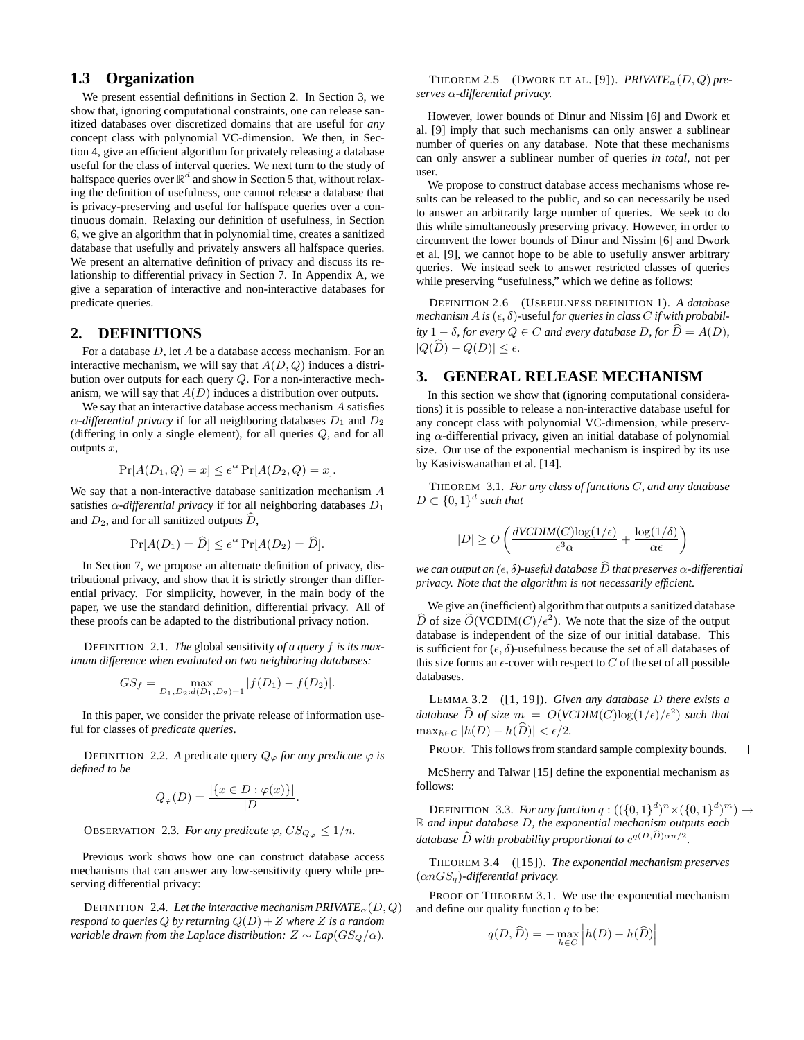### 1.3 Organization

We present essential definitions in Section 2. In Section 3, we show that, ignoring computational constraints, one can release sanitized databases over discretized domains that are useful for *any* concept class with polynomial VC-dimension. We then, in Section 4, give an efficient algorithm for privately releasing a database useful for the class of interval queries. We next turn to the study of halfspace queries over $\mathbb{R}^d$ and show in Section 5 that, without relaxing the definition of usefulness, one cannot release a database that is privacy-preserving and useful for halfspace queries over a continuous domain. Relaxing our definition of usefulness, in Section 6, we give an algorithm that in polynomial time, creates a sanitized database that usefully and privately answers all halfspace queries. We present an alternative definition of privacy and discuss its relationship to differential privacy in Section 7. In Appendix A, we give a separation of interactive and non-interactive databases for predicate queries.

## 2. DEFINITIONS

For a database $D$, let $A$ be a database access mechanism. For an interactive mechanism, we will say that $A(D,Q)$ induces a distribution over outputs for each query $Q$. For a non-interactive mechanism, we will say that $A(D)$ induces a distribution over outputs.

We say that an interactive database access mechanism $A$ satisfies *$\alpha$-differential privacy* if for all neighboring databases $D_1$ and $D_2$ (differing in only a single element), for all queries $Q$, and for all outputs $x$,

$$\Pr[A(D_1,Q)=x] \le e^{\alpha}\Pr[A(D_2,Q)=x].$$

We say that a non-interactive database sanitization mechanism $A$ satisfies *$\alpha$-differential privacy* if for all neighboring databases $D_1$ and $D_2$, and for all sanitized outputs $\widehat{D}$,

$$\Pr[A(D_1)=\widehat{D}] \le e^{\alpha}\Pr[A(D_2)=\widehat{D}].$$

In Section 7, we propose an alternate definition of privacy, distributional privacy, and show that it is strictly stronger than differential privacy. For simplicity, however, in the main body of the paper, we use the standard definition, differential privacy. All of these proofs can be adapted to the distributional privacy notion.

DEFINITION 2.1. *The* global sensitivity *of a query $f$ is its maximum difference when evaluated on two neighboring databases:*

$$GS_f = \max_{D_1,D_2:d(D_1,D_2)=1} |f(D_1)-f(D_2)|.$$

In this paper, we consider the private release of information useful for classes of *predicate queries*.

DEFINITION 2.2. *A* predicate query *$Q_\varphi$ for any predicate $\varphi$ is defined to be*

$$Q_\varphi(D) = \frac{|\{x\in D:\varphi(x)\}|}{|D|}.$$

OBSERVATION 2.3. *For any predicate $\varphi$, $GS_{Q_\varphi}\le 1/n$.*

Previous work shows how one can construct database access mechanisms that can answer any low-sensitivity query while preserving differential privacy:

DEFINITION 2.4. *Let the interactive mechanism PRIVATE$_\alpha(D,Q)$ respond to queries $Q$ by returning $Q(D)+Z$ where $Z$ is a random variable drawn from the Laplace distribution: $Z\sim Lap(GS_Q/\alpha)$.*

THEOREM 2.5 (DWORK ET AL. [9]). *PRIVATE$_\alpha(D,Q)$ preserves $\alpha$-differential privacy.*

However, lower bounds of Dinur and Nissim [6] and Dwork et al. [9] imply that such mechanisms can only answer a sublinear number of queries on any database. Note that these mechanisms can only answer a sublinear number of queries *in total*, not per user.

We propose to construct database access mechanisms whose results can be released to the public, and so can necessarily be used to answer an arbitrarily large number of queries. We seek to do this while simultaneously preserving privacy. However, in order to circumvent the lower bounds of Dinur and Nissim [6] and Dwork et al. [9], we cannot hope to be able to usefully answer arbitrary queries. We instead seek to answer restricted classes of queries while preserving "usefulness," which we define as follows:

DEFINITION 2.6 (USEFULNESS DEFINITION 1). *A database mechanism $A$ is $(\epsilon,\delta)$-useful for queries in class $C$ if with probability $1-\delta$, for every $Q\in C$ and every database $D$, for $\widehat{D}=A(D)$, $|Q(\widehat{D})-Q(D)|\le\epsilon$.*

## 3. GENERAL RELEASE MECHANISM

In this section we show that (ignoring computational considerations) it is possible to release a non-interactive database useful for any concept class with polynomial VC-dimension, while preserving $\alpha$-differential privacy, given an initial database of polynomial size. Our use of the exponential mechanism is inspired by its use by Kasiviswanathan et al. [14].

THEOREM 3.1. *For any class of functions $C$, and any database $D\subset\{0,1\}^d$ such that*

$$|D| \ge O\left(\frac{d\text{VCDIM}(C)\log(1/\epsilon)}{\epsilon^3\alpha}+\frac{\log(1/\delta)}{\alpha\epsilon}\right)$$

*we can output an $(\epsilon,\delta)$-useful database $\widehat{D}$ that preserves $\alpha$-differential privacy. Note that the algorithm is not necessarily efficient.*

We give an (inefficient) algorithm that outputs a sanitized database $\widehat{D}$ of size $\widetilde{O}(\text{VCDIM}(C)/\epsilon^2)$. We note that the size of the output database is independent of the size of our initial database. This is sufficient for $(\epsilon,\delta)$-usefulness because the set of all databases of this size forms an $\epsilon$-cover with respect to $C$ of the set of all possible databases.

LEMMA 3.2 ([1, 19]). *Given any database $D$ there exists a database $\widehat{D}$ of size $m = O(\text{VCDIM}(C)\log(1/\epsilon)/\epsilon^2)$ such that $\max_{h\in C}|h(D)-h(\widehat{D})|<\epsilon/2$.*

PROOF. This follows from standard sample complexity bounds. □

McSherry and Talwar [15] define the exponential mechanism as follows:

DEFINITION 3.3. *For any function $q:((\{0,1\}^d)^n\times(\{0,1\}^d)^m)\to\mathbb{R}$ and input database $D$, the exponential mechanism outputs each database $\widehat{D}$ with probability proportional to $e^{q(D,\widehat{D})\alpha n/2}$.*

THEOREM 3.4 ([15]). *The exponential mechanism preserves $(\alpha n GS_q)$-differential privacy.*

PROOF OF THEOREM 3.1. We use the exponential mechanism and define our quality function $q$ to be:

$$q(D,\widehat{D}) = -\max_{h\in C}\left|h(D)-h(\widehat{D})\right|$$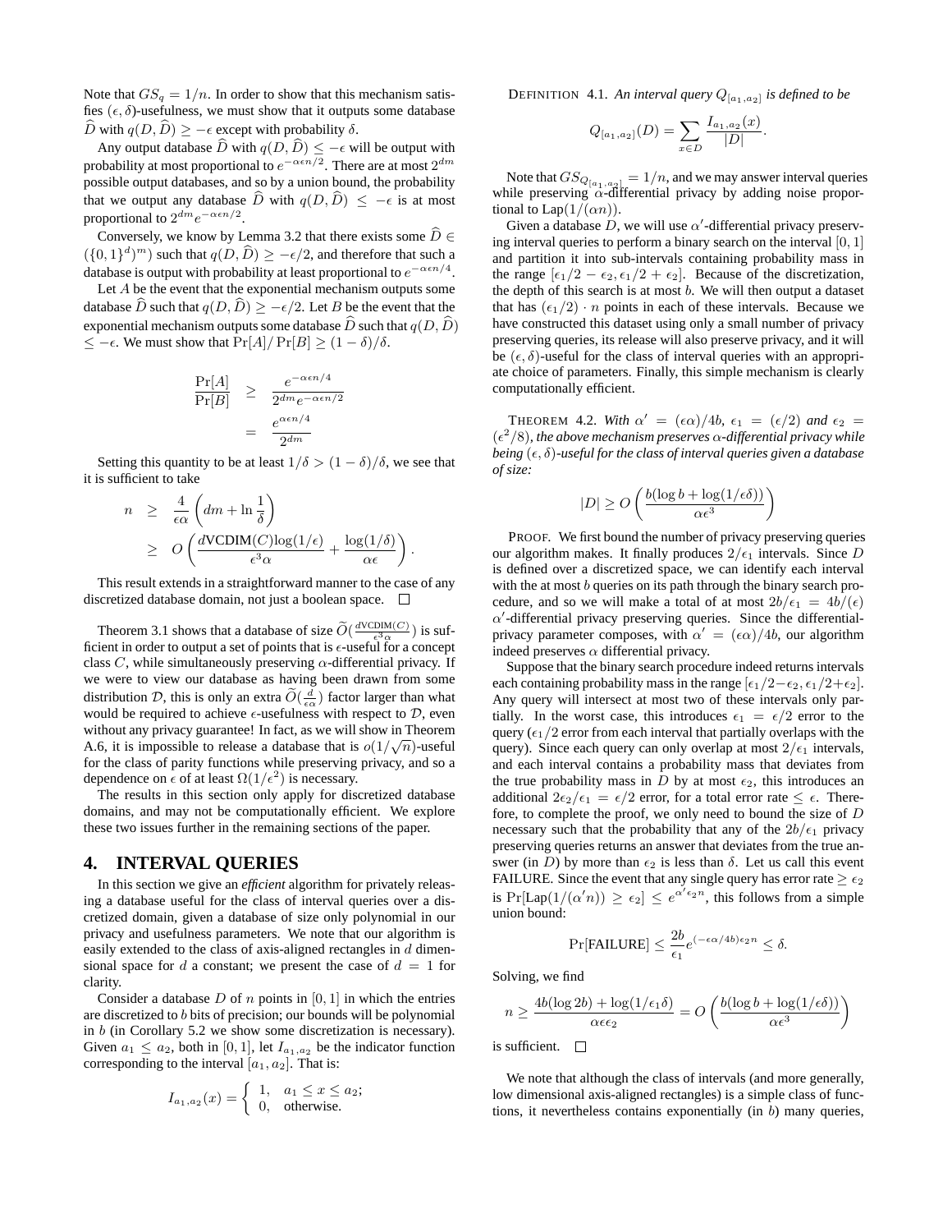Note that $GS_q = 1/n$. In order to show that this mechanism satisfies $(\epsilon, \delta)$-usefulness, we must show that it outputs some database $\widehat{D}$ with $q(D, \widehat{D}) \geq -\epsilon$ except with probability $\delta$.

Any output database $\widehat{D}$ with $q(D, \widehat{D}) \leq -\epsilon$ will be output with probability at most proportional to $e^{-\alpha\epsilon n/2}$. There are at most $2^{dm}$ possible output databases, and so by a union bound, the probability that we output any database $\widehat{D}$ with $q(D, \widehat{D}) \leq -\epsilon$ is at most proportional to $2^{dm}e^{-\alpha\epsilon n/2}$.

Conversely, we know by Lemma 3.2 that there exists some $\widehat{D} \in (\{0,1\}^d)^m)$ such that $q(D, \widehat{D}) \geq -\epsilon/2$, and therefore that such a database is output with probability at least proportional to $e^{-\alpha\epsilon n/4}$.

Let $A$ be the event that the exponential mechanism outputs some database $\widehat{D}$ such that $q(D, \widehat{D}) \geq -\epsilon/2$. Let $B$ be the event that the exponential mechanism outputs some database $\widehat{D}$ such that $q(D, \widehat{D}) \leq -\epsilon$. We must show that $\Pr[A]/\Pr[B] \geq (1-\delta)/\delta$.

$$\begin{aligned}\frac{\Pr[A]}{\Pr[B]} &\geq \frac{e^{-\alpha\epsilon n/4}}{2^{dm}e^{-\alpha\epsilon n/2}} \\ &= \frac{e^{\alpha\epsilon n/4}}{2^{dm}}\end{aligned}$$

Setting this quantity to be at least $1/\delta > (1-\delta)/\delta$, we see that it is sufficient to take

$$\begin{aligned}n &\geq \frac{4}{\epsilon\alpha}\left(dm + \ln\frac{1}{\delta}\right) \\ &\geq O\left(\frac{d\text{VCDIM}(C)\log(1/\epsilon)}{\epsilon^3\alpha} + \frac{\log(1/\delta)}{\alpha\epsilon}\right).\end{aligned}$$

This result extends in a straightforward manner to the case of any discretized database domain, not just a boolean space. $\square$

Theorem 3.1 shows that a database of size $\widetilde{O}(\frac{d\text{VCDIM}(C)}{\epsilon^3\alpha})$ is sufficient in order to output a set of points that is $\epsilon$-useful for a concept class $C$, while simultaneously preserving $\alpha$-differential privacy. If we were to view our database as having been drawn from some distribution $\mathcal{D}$, this is only an extra $\widetilde{O}(\frac{d}{\epsilon\alpha})$ factor larger than what would be required to achieve $\epsilon$-usefulness with respect to $\mathcal{D}$, even without any privacy guarantee! In fact, as we will show in Theorem A.6, it is impossible to release a database that is $o(1/\sqrt{n})$-useful for the class of parity functions while preserving privacy, and so a dependence on $\epsilon$ of at least $\Omega(1/\epsilon^2)$ is necessary.

The results in this section only apply for discretized database domains, and may not be computationally efficient. We explore these two issues further in the remaining sections of the paper.

## 4. INTERVAL QUERIES

In this section we give an *efficient* algorithm for privately releasing a database useful for the class of interval queries over a discretized domain, given a database of size only polynomial in our privacy and usefulness parameters. We note that our algorithm is easily extended to the class of axis-aligned rectangles in $d$ dimensional space for $d$ a constant; we present the case of $d = 1$ for clarity.

Consider a database $D$ of $n$ points in $[0, 1]$ in which the entries are discretized to $b$ bits of precision; our bounds will be polynomial in $b$ (in Corollary 5.2 we show some discretization is necessary). Given $a_1 \leq a_2$, both in $[0, 1]$, let $I_{a_1,a_2}$ be the indicator function corresponding to the interval $[a_1, a_2]$. That is:

$$I_{a_1,a_2}(x) = \begin{cases} 1, & a_1 \leq x \leq a_2; \\ 0, & \text{otherwise.} \end{cases}$$

DEFINITION 4.1. *An interval query $Q_{[a_1,a_2]}$ is defined to be*

$$Q_{[a_1,a_2]}(D) = \sum_{x \in D} \frac{I_{a_1,a_2}(x)}{|D|}.$$

Note that $GS_{Q_{[a_1,a_2]}} = 1/n$, and we may answer interval queries while preserving $\alpha$-differential privacy by adding noise proportional to $\text{Lap}(1/(\alpha n))$.

Given a database $D$, we will use $\alpha'$-differential privacy preserving interval queries to perform a binary search on the interval $[0, 1]$ and partition it into sub-intervals containing probability mass in the range $[\epsilon_1/2 - \epsilon_2, \epsilon_1/2 + \epsilon_2]$. Because of the discretization, the depth of this search is at most $b$. We will then output a dataset that has $(\epsilon_1/2) \cdot n$ points in each of these intervals. Because we have constructed this dataset using only a small number of privacy preserving queries, its release will also preserve privacy, and it will be $(\epsilon, \delta)$-useful for the class of interval queries with an appropriate choice of parameters. Finally, this simple mechanism is clearly computationally efficient.

THEOREM 4.2. *With $\alpha' = (\epsilon\alpha)/4b$, $\epsilon_1 = (\epsilon/2)$ and $\epsilon_2 = (\epsilon^2/8)$, the above mechanism preserves $\alpha$-differential privacy while being $(\epsilon, \delta)$-useful for the class of interval queries given a database of size:*

$$|D| \geq O\left(\frac{b(\log b + \log(1/\epsilon\delta))}{\alpha\epsilon^3}\right)$$

PROOF. We first bound the number of privacy preserving queries our algorithm makes. It finally produces $2/\epsilon_1$ intervals. Since $D$ is defined over a discretized space, we can identify each interval with the at most $b$ queries on its path through the binary search procedure, and so we will make a total of at most $2b/\epsilon_1 = 4b/(\epsilon)$ $\alpha'$-differential privacy preserving queries. Since the differential-privacy parameter composes, with $\alpha' = (\epsilon\alpha)/4b$, our algorithm indeed preserves $\alpha$ differential privacy.

Suppose that the binary search procedure indeed returns intervals each containing probability mass in the range $[\epsilon_1/2-\epsilon_2, \epsilon_1/2+\epsilon_2]$. Any query will intersect at most two of these intervals only partially. In the worst case, this introduces $\epsilon_1 = \epsilon/2$ error to the query ($\epsilon_1/2$ error from each interval that partially overlaps with the query). Since each query can only overlap at most $2/\epsilon_1$ intervals, and each interval contains a probability mass that deviates from the true probability mass in $D$ by at most $\epsilon_2$, this introduces an additional $2\epsilon_2/\epsilon_1 = \epsilon/2$ error, for a total error rate $\leq \epsilon$. Therefore, to complete the proof, we only need to bound the size of $D$ necessary such that the probability that any of the $2b/\epsilon_1$ privacy preserving queries returns an answer that deviates from the true answer (in $D$) by more than $\epsilon_2$ is less than $\delta$. Let us call this event FAILURE. Since the event that any single query has error rate $\geq \epsilon_2$ is $\Pr[\text{Lap}(1/(\alpha' n)) \geq \epsilon_2] \leq e^{\alpha'\epsilon_2 n}$, this follows from a simple union bound:

$$\Pr[\text{FAILURE}] \leq \frac{2b}{\epsilon_1}e^{(-\epsilon\alpha/4b)\epsilon_2 n} \leq \delta.$$

Solving, we find

$$n \geq \frac{4b(\log 2b) + \log(1/\epsilon_1\delta)}{\alpha\epsilon\epsilon_2} = O\left(\frac{b(\log b + \log(1/\epsilon\delta))}{\alpha\epsilon^3}\right)$$

is sufficient. $\square$

We note that although the class of intervals (and more generally, low dimensional axis-aligned rectangles) is a simple class of functions, it nevertheless contains exponentially (in $b$) many queries,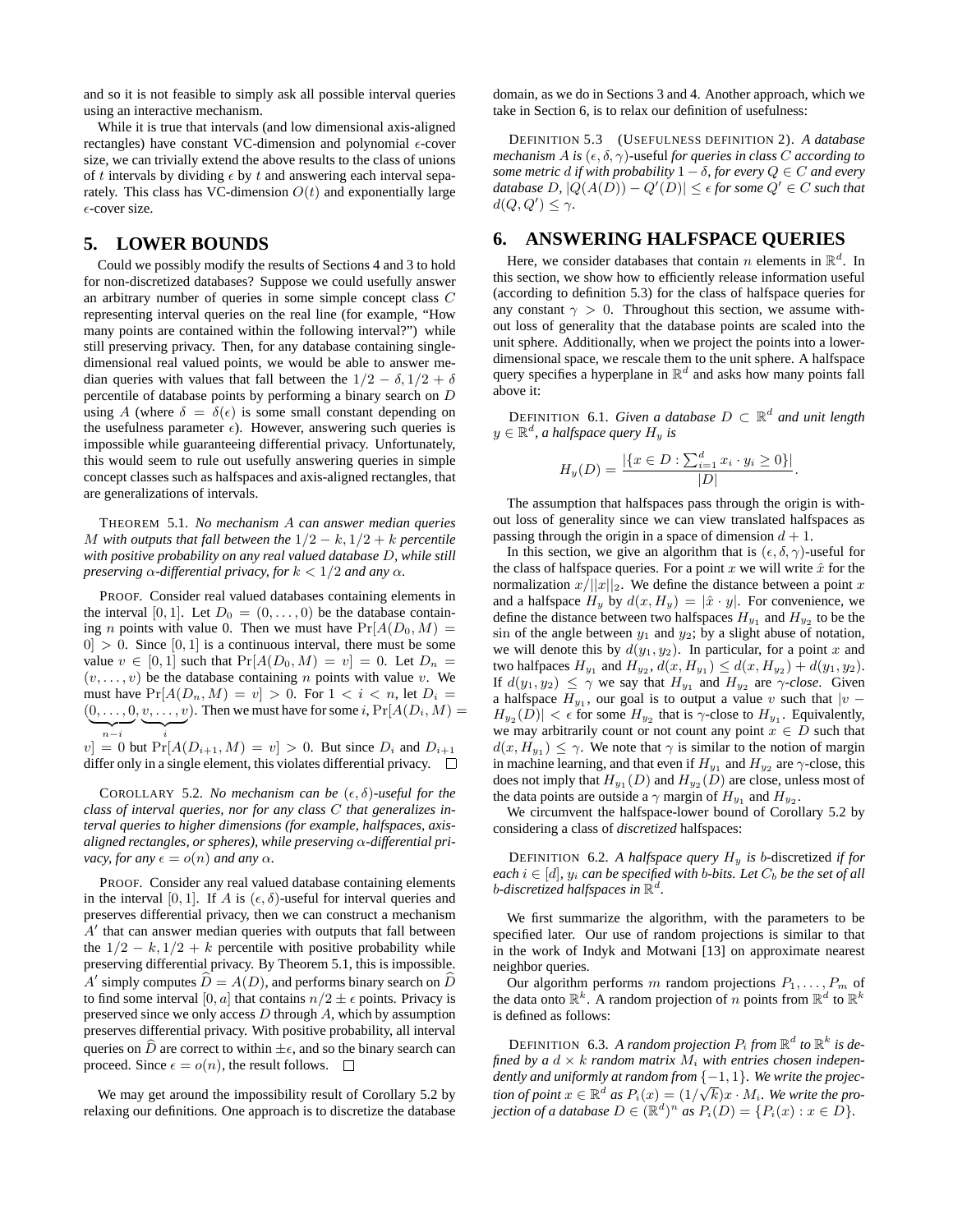and so it is not feasible to simply ask all possible interval queries using an interactive mechanism.

While it is true that intervals (and low dimensional axis-aligned rectangles) have constant VC-dimension and polynomial $\epsilon$-cover size, we can trivially extend the above results to the class of unions of $t$ intervals by dividing $\epsilon$ by $t$ and answering each interval separately. This class has VC-dimension $O(t)$ and exponentially large $\epsilon$-cover size.

## 5. LOWER BOUNDS

Could we possibly modify the results of Sections 4 and 3 to hold for non-discretized databases? Suppose we could usefully answer an arbitrary number of queries in some simple concept class $C$ representing interval queries on the real line (for example, "How many points are contained within the following interval?") while still preserving privacy. Then, for any database containing single-dimensional real valued points, we would be able to answer median queries with values that fall between the $1/2 - \delta, 1/2 + \delta$ percentile of database points by performing a binary search on $D$ using $A$ (where $\delta = \delta(\epsilon)$ is some small constant depending on the usefulness parameter $\epsilon$). However, answering such queries is impossible while guaranteeing differential privacy. Unfortunately, this would seem to rule out usefully answering queries in simple concept classes such as halfspaces and axis-aligned rectangles, that are generalizations of intervals.

THEOREM 5.1. *No mechanism $A$ can answer median queries $M$ with outputs that fall between the $1/2 - k, 1/2 + k$ percentile with positive probability on any real valued database $D$, while still preserving $\alpha$-differential privacy, for $k < 1/2$ and any $\alpha$.*

PROOF. Consider real valued databases containing elements in the interval $[0, 1]$. Let $D_0 = (0, \ldots, 0)$ be the database containing $n$ points with value 0. Then we must have $\Pr[A(D_0, M) = 0] > 0$. Since $[0, 1]$ is a continuous interval, there must be some value $v \in [0, 1]$ such that $\Pr[A(D_0, M) = v] = 0$. Let $D_n = (v, \ldots, v)$ be the database containing $n$ points with value $v$. We must have $\Pr[A(D_n, M) = v] > 0$. For $1 < i < n$, let $D_i = (\underbrace{0, \ldots, 0}_{n-i}, \underbrace{v, \ldots, v}_{i})$. Then we must have for some $i$, $\Pr[A(D_i, M) = v] = 0$ but $\Pr[A(D_{i+1}, M) = v] > 0$. But since $D_i$ and $D_{i+1}$ differ only in a single element, this violates differential privacy. $\square$

COROLLARY 5.2. *No mechanism can be $(\epsilon, \delta)$-useful for the class of interval queries, nor for any class $C$ that generalizes interval queries to higher dimensions (for example, halfspaces, axis-aligned rectangles, or spheres), while preserving $\alpha$-differential privacy, for any $\epsilon = o(n)$ and any $\alpha$.*

PROOF. Consider any real valued database containing elements in the interval $[0, 1]$. If $A$ is $(\epsilon, \delta)$-useful for interval queries and preserves differential privacy, then we can construct a mechanism $A'$ that can answer median queries with outputs that fall between the $1/2 - k, 1/2 + k$ percentile with positive probability while preserving differential privacy. By Theorem 5.1, this is impossible. $A'$ simply computes $\widehat{D} = A(D)$, and performs binary search on $\widehat{D}$ to find some interval $[0, a]$ that contains $n/2 \pm \epsilon$ points. Privacy is preserved since we only access $D$ through $A$, which by assumption preserves differential privacy. With positive probability, all interval queries on $\widehat{D}$ are correct to within $\pm\epsilon$, and so the binary search can proceed. Since $\epsilon = o(n)$, the result follows. $\square$

We may get around the impossibility result of Corollary 5.2 by relaxing our definitions. One approach is to discretize the database domain, as we do in Sections 3 and 4. Another approach, which we take in Section 6, is to relax our definition of usefulness:

DEFINITION 5.3 (USEFULNESS DEFINITION 2). *A database mechanism $A$ is $(\epsilon, \delta, \gamma)$-useful for queries in class $C$ according to some metric $d$ if with probability $1 - \delta$, for every $Q \in C$ and every database $D$, $|Q(A(D)) - Q'(D)| \le \epsilon$ for some $Q' \in C$ such that $d(Q, Q') \le \gamma$.*

## 6. ANSWERING HALFSPACE QUERIES

Here, we consider databases that contain $n$ elements in $\mathbb{R}^d$. In this section, we show how to efficiently release information useful (according to definition 5.3) for the class of halfspace queries for any constant $\gamma > 0$. Throughout this section, we assume without loss of generality that the database points are scaled into the unit sphere. Additionally, when we project the points into a lower-dimensional space, we rescale them to the unit sphere. A halfspace query specifies a hyperplane in $\mathbb{R}^d$ and asks how many points fall above it:

DEFINITION 6.1. *Given a database $D \subset \mathbb{R}^d$ and unit length $y \in \mathbb{R}^d$, a halfspace query $H_y$ is*

$$H_y(D) = \frac{|\{x \in D : \sum_{i=1}^{d} x_i \cdot y_i \ge 0\}|}{|D|}.$$

The assumption that halfspaces pass through the origin is without loss of generality since we can view translated halfspaces as passing through the origin in a space of dimension $d + 1$.

In this section, we give an algorithm that is $(\epsilon, \delta, \gamma)$-useful for the class of halfspace queries. For a point $x$ we will write $\hat{x}$ for the normalization $x/||x||_2$. We define the distance between a point $x$ and a halfspace $H_y$ by $d(x, H_y) = |\hat{x} \cdot y|$. For convenience, we define the distance between two halfspaces $H_{y_1}$ and $H_{y_2}$ to be the sin of the angle between $y_1$ and $y_2$; by a slight abuse of notation, we will denote this by $d(y_1, y_2)$. In particular, for a point $x$ and two halfpaces $H_{y_1}$ and $H_{y_2}$, $d(x, H_{y_1}) \le d(x, H_{y_2}) + d(y_1, y_2)$. If $d(y_1, y_2) \le \gamma$ we say that $H_{y_1}$ and $H_{y_2}$ are *$\gamma$-close*. Given a halfspace $H_{y_1}$, our goal is to output a value $v$ such that $|v - H_{y_2}(D)| < \epsilon$ for some $H_{y_2}$ that is $\gamma$-close to $H_{y_1}$. Equivalently, we may arbitrarily count or not count any point $x \in D$ such that $d(x, H_{y_1}) \le \gamma$. We note that $\gamma$ is similar to the notion of margin in machine learning, and that even if $H_{y_1}$ and $H_{y_2}$ are $\gamma$-close, this does not imply that $H_{y_1}(D)$ and $H_{y_2}(D)$ are close, unless most of the data points are outside a $\gamma$ margin of $H_{y_1}$ and $H_{y_2}$.

We circumvent the halfspace-lower bound of Corollary 5.2 by considering a class of *discretized* halfspaces:

DEFINITION 6.2. *A halfspace query $H_y$ is $b$-discretized if for each $i \in [d]$, $y_i$ can be specified with $b$-bits. Let $C_b$ be the set of all $b$-discretized halfspaces in $\mathbb{R}^d$.*

We first summarize the algorithm, with the parameters to be specified later. Our use of random projections is similar to that in the work of Indyk and Motwani [13] on approximate nearest neighbor queries.

Our algorithm performs $m$ random projections $P_1, \ldots, P_m$ of the data onto $\mathbb{R}^k$. A random projection of $n$ points from $\mathbb{R}^d$ to $\mathbb{R}^k$ is defined as follows:

DEFINITION 6.3. *A random projection $P_i$ from $\mathbb{R}^d$ to $\mathbb{R}^k$ is defined by a $d \times k$ random matrix $M_i$ with entries chosen independently and uniformly at random from $\{-1, 1\}$. We write the projection of point $x \in \mathbb{R}^d$ as $P_i(x) = (1/\sqrt{k})x \cdot M_i$. We write the projection of a database $D \in (\mathbb{R}^d)^n$ as $P_i(D) = \{P_i(x) : x \in D\}$.*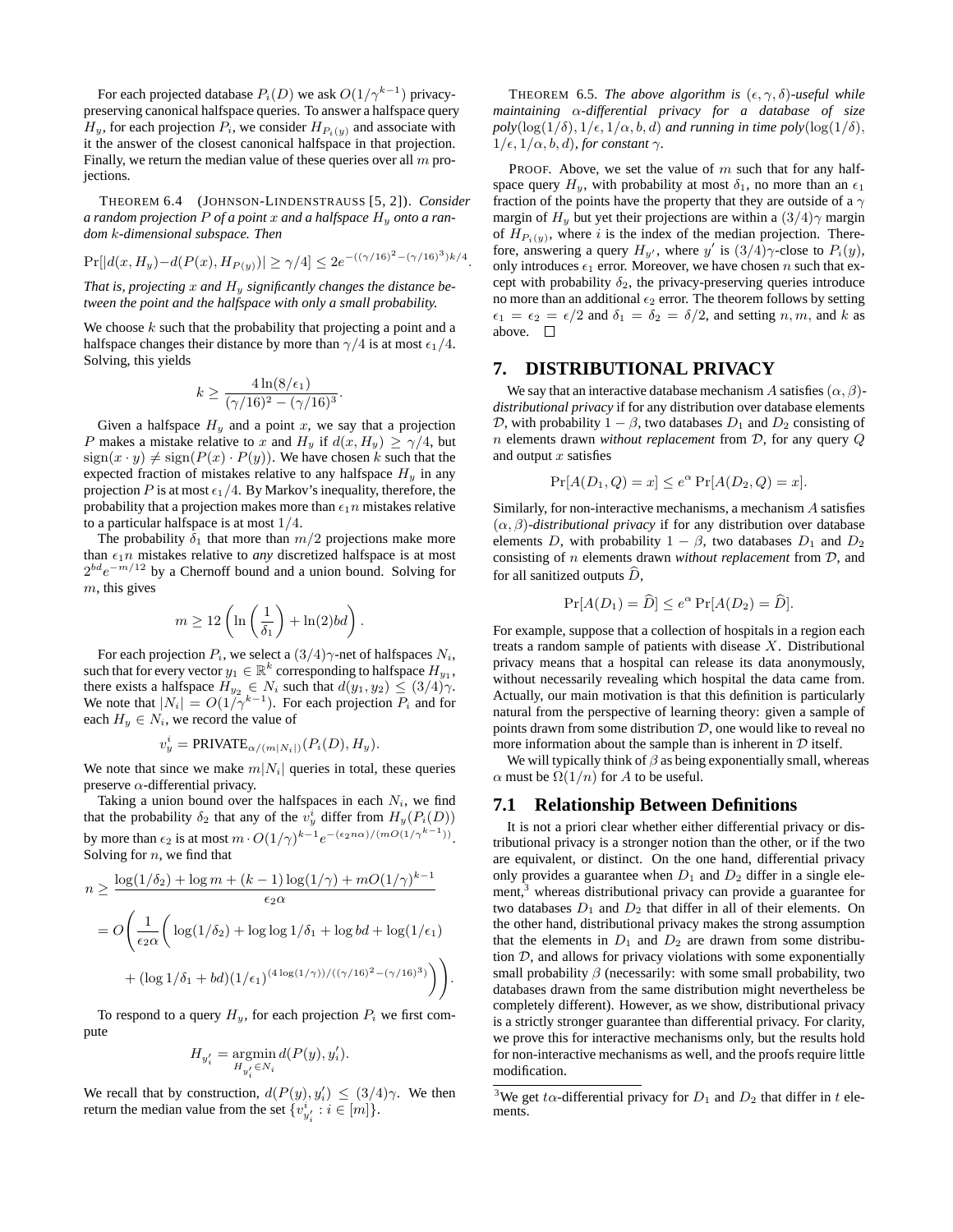For each projected database $P_i(D)$ we ask $O(1/\gamma^{k-1})$ privacy-preserving canonical halfspace queries. To answer a halfspace query $H_y$, for each projection $P_i$, we consider $H_{P_i(y)}$ and associate with it the answer of the closest canonical halfspace in that projection. Finally, we return the median value of these queries over all $m$ projections.

**THEOREM 6.4** (JOHNSON-LINDENSTRAUSS [5, 2]). *Consider a random projection $P$ of a point $x$ and a halfspace $H_y$ onto a random $k$-dimensional subspace. Then*

$$\Pr[|d(x, H_y) - d(P(x), H_{P(y)})| \geq \gamma/4] \leq 2e^{-((\gamma/16)^2 - (\gamma/16)^3)k/4}.$$

*That is, projecting $x$ and $H_y$ significantly changes the distance between the point and the halfspace with only a small probability.*

We choose $k$ such that the probability that projecting a point and a halfspace changes their distance by more than $\gamma/4$ is at most $\epsilon_1/4$. Solving, this yields

$$k \geq \frac{4\ln(8/\epsilon_1)}{(\gamma/16)^2 - (\gamma/16)^3}.$$

Given a halfspace $H_y$ and a point $x$, we say that a projection $P$ makes a mistake relative to $x$ and $H_y$ if $d(x, H_y) \geq \gamma/4$, but $\text{sign}(x \cdot y) \neq \text{sign}(P(x) \cdot P(y))$. We have chosen $k$ such that the expected fraction of mistakes relative to any halfspace $H_y$ in any projection $P$ is at most $\epsilon_1/4$. By Markov's inequality, therefore, the probability that a projection makes more than $\epsilon_1 n$ mistakes relative to a particular halfspace is at most $1/4$.

The probability $\delta_1$ that more than $m/2$ projections make more than $\epsilon_1 n$ mistakes relative to *any* discretized halfspace is at most $2^{bd}e^{-m/12}$ by a Chernoff bound and a union bound. Solving for $m$, this gives

$$m \geq 12\left(\ln\left(\frac{1}{\delta_1}\right) + \ln(2)bd\right).$$

For each projection $P_i$, we select a $(3/4)\gamma$-net of halfspaces $N_i$, such that for every vector $y_1 \in \mathbb{R}^k$ corresponding to halfspace $H_{y_1}$, there exists a halfspace $H_{y_2} \in N_i$ such that $d(y_1, y_2) \leq (3/4)\gamma$. We note that $|N_i| = O(1/\gamma^{k-1})$. For each projection $P_i$ and for each $H_y \in N_i$, we record the value of

$$v_y^i = \text{PRIVATE}_{\alpha/(m|N_i|)}(P_i(D), H_y).$$

We note that since we make $m|N_i|$ queries in total, these queries preserve $\alpha$-differential privacy.

Taking a union bound over the halfspaces in each $N_i$, we find that the probability $\delta_2$ that any of the $v_y^i$ differ from $H_y(P_i(D))$ by more than $\epsilon_2$ is at most $m \cdot O(1/\gamma)^{k-1}e^{-(\epsilon_2 n\alpha)/(mO(1/\gamma^{k-1}))}$. Solving for $n$, we find that

$$\begin{aligned}
n &\geq \frac{\log(1/\delta_2) + \log m + (k-1)\log(1/\gamma) + mO(1/\gamma)^{k-1}}{\epsilon_2\alpha} \\
&= O\Bigg(\frac{1}{\epsilon_2\alpha}\Bigg(\log(1/\delta_2) + \log\log 1/\delta_1 + \log bd + \log(1/\epsilon_1) \\
&\quad + (\log 1/\delta_1 + bd)(1/\epsilon_1)^{(4\log(1/\gamma))/((\gamma/16)^2 - (\gamma/16)^3)}\Bigg)\Bigg).
\end{aligned}$$

To respond to a query $H_y$, for each projection $P_i$ we first compute

$$H_{y_i'} = \operatorname*{argmin}_{H_{y_i'} \in N_i} d(P(y), y_i').$$

We recall that by construction, $d(P(y), y_i') \leq (3/4)\gamma$. We then return the median value from the set $\{v_{y_i'}^i : i \in [m]\}$.

**THEOREM 6.5.** *The above algorithm is $(\epsilon, \gamma, \delta)$-useful while maintaining $\alpha$-differential privacy for a database of size poly$(\log(1/\delta), 1/\epsilon, 1/\alpha, b, d)$ and running in time poly$(\log(1/\delta)$, $1/\epsilon, 1/\alpha, b, d)$, for constant $\gamma$.*

PROOF. Above, we set the value of $m$ such that for any halfspace query $H_y$, with probability at most $\delta_1$, no more than an $\epsilon_1$ fraction of the points have the property that they are outside of a $\gamma$ margin of $H_y$ but yet their projections are within a $(3/4)\gamma$ margin of $H_{P_i(y)}$, where $i$ is the index of the median projection. Therefore, answering a query $H_{y'}$, where $y'$ is $(3/4)\gamma$-close to $P_i(y)$, only introduces $\epsilon_1$ error. Moreover, we have chosen $n$ such that except with probability $\delta_2$, the privacy-preserving queries introduce no more than an additional $\epsilon_2$ error. The theorem follows by setting $\epsilon_1 = \epsilon_2 = \epsilon/2$ and $\delta_1 = \delta_2 = \delta/2$, and setting $n, m$, and $k$ as above. $\square$

## 7. DISTRIBUTIONAL PRIVACY

We say that an interactive database mechanism $A$ satisfies $(\alpha, \beta)$-*distributional privacy* if for any distribution over database elements $\mathcal{D}$, with probability $1 - \beta$, two databases $D_1$ and $D_2$ consisting of $n$ elements drawn *without replacement* from $\mathcal{D}$, for any query $Q$ and output $x$ satisfies

$$\Pr[A(D_1, Q) = x] \leq e^{\alpha} \Pr[A(D_2, Q) = x].$$

Similarly, for non-interactive mechanisms, a mechanism $A$ satisfies $(\alpha, \beta)$-*distributional privacy* if for any distribution over database elements $D$, with probability $1 - \beta$, two databases $D_1$ and $D_2$ consisting of $n$ elements drawn *without replacement* from $\mathcal{D}$, and for all sanitized outputs $\widehat{D}$,

$$\Pr[A(D_1) = \widehat{D}] \leq e^{\alpha} \Pr[A(D_2) = \widehat{D}].$$

For example, suppose that a collection of hospitals in a region each treats a random sample of patients with disease $X$. Distributional privacy means that a hospital can release its data anonymously, without necessarily revealing which hospital the data came from. Actually, our main motivation is that this definition is particularly natural from the perspective of learning theory: given a sample of points drawn from some distribution $\mathcal{D}$, one would like to reveal no more information about the sample than is inherent in $\mathcal{D}$ itself.

We will typically think of $\beta$ as being exponentially small, whereas $\alpha$ must be $\Omega(1/n)$ for $A$ to be useful.

### 7.1 Relationship Between Definitions

It is not a priori clear whether either differential privacy or distributional privacy is a stronger notion than the other, or if the two are equivalent, or distinct. On the one hand, differential privacy only provides a guarantee when $D_1$ and $D_2$ differ in a single element,[3] whereas distributional privacy can provide a guarantee for two databases $D_1$ and $D_2$ that differ in all of their elements. On the other hand, distributional privacy makes the strong assumption that the elements in $D_1$ and $D_2$ are drawn from some distribution $\mathcal{D}$, and allows for privacy violations with some exponentially small probability $\beta$ (necessarily: with some small probability, two databases drawn from the same distribution might nevertheless be completely different). However, as we show, distributional privacy is a strictly stronger guarantee than differential privacy. For clarity, we prove this for interactive mechanisms only, but the results hold for non-interactive mechanisms as well, and the proofs require little modification.

[3] We get $t\alpha$-differential privacy for $D_1$ and $D_2$ that differ in $t$ elements.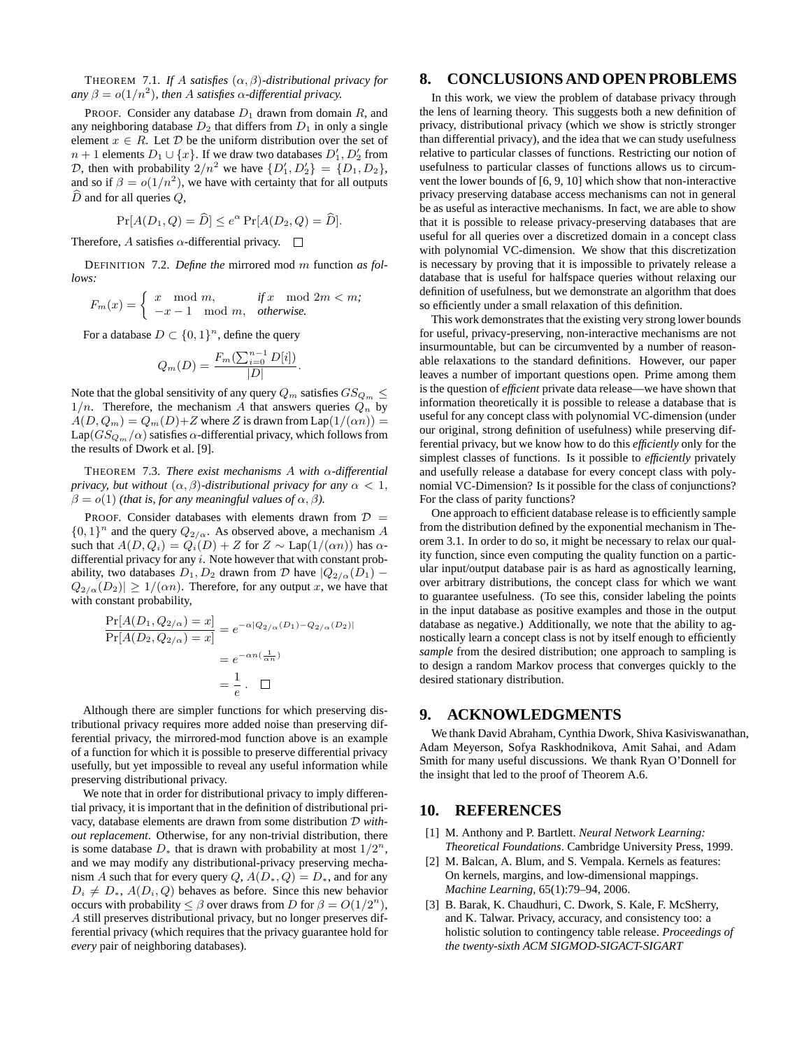THEOREM 7.1. *If $A$ satisfies $(\alpha, \beta)$-distributional privacy for any $\beta = o(1/n^2)$, then $A$ satisfies $\alpha$-differential privacy.*

PROOF. Consider any database $D_1$ drawn from domain $R$, and any neighboring database $D_2$ that differs from $D_1$ in only a single element $x \in R$. Let $\mathcal{D}$ be the uniform distribution over the set of $n+1$ elements $D_1 \cup \{x\}$. If we draw two databases $D_1', D_2'$ from $\mathcal{D}$, then with probability $2/n^2$ we have $\{D_1', D_2'\} = \{D_1, D_2\}$, and so if $\beta = o(1/n^2)$, we have with certainty that for all outputs $\widehat{D}$ and for all queries $Q$,

$$\Pr[A(D_1, Q) = \widehat{D}] \leq e^{\alpha} \Pr[A(D_2, Q) = \widehat{D}].$$

Therefore, $A$ satisfies $\alpha$-differential privacy. □

DEFINITION 7.2. *Define the* mirrored mod $m$ function *as follows:*

$$F_m(x) = \begin{cases} x \mod m, & \text{if } x \mod 2m < m; \\ -x - 1 \mod m, & \text{otherwise.} \end{cases}$$

For a database $D \subset \{0,1\}^n$, define the query

$$Q_m(D) = \frac{F_m(\sum_{i=0}^{n-1} D[i])}{|D|}.$$

Note that the global sensitivity of any query $Q_m$ satisfies $GS_{Q_m} \leq 1/n$. Therefore, the mechanism $A$ that answers queries $Q_n$ by $A(D, Q_m) = Q_m(D) + Z$ where $Z$ is drawn from $\text{Lap}(1/(\alpha n)) = \text{Lap}(GS_{Q_m}/\alpha)$ satisfies $\alpha$-differential privacy, which follows from the results of Dwork et al. [9].

THEOREM 7.3. *There exist mechanisms $A$ with $\alpha$-differential privacy, but without $(\alpha, \beta)$-distributional privacy for any $\alpha < 1$, $\beta = o(1)$ (that is, for any meaningful values of $\alpha, \beta$).*

PROOF. Consider databases with elements drawn from $\mathcal{D} = \{0,1\}^n$ and the query $Q_{2/\alpha}$. As observed above, a mechanism $A$ such that $A(D, Q_i) = Q_i(D) + Z$ for $Z \sim \text{Lap}(1/(\alpha n))$ has $\alpha$-differential privacy for any $i$. Note however that with constant probability, two databases $D_1, D_2$ drawn from $\mathcal{D}$ have $|Q_{2/\alpha}(D_1) - Q_{2/\alpha}(D_2)| \geq 1/(\alpha n)$. Therefore, for any output $x$, we have that with constant probability,

$$\begin{aligned}
\frac{\Pr[A(D_1, Q_{2/\alpha}) = x]}{\Pr[A(D_2, Q_{2/\alpha}) = x]} &= e^{-\alpha |Q_{2/\alpha}(D_1) - Q_{2/\alpha}(D_2)|} \\
&= e^{-\alpha n (\frac{1}{\alpha n})} \\
&= \frac{1}{e}. \quad \square
\end{aligned}$$

Although there are simpler functions for which preserving distributional privacy requires more added noise than preserving differential privacy, the mirrored-mod function above is an example of a function for which it is possible to preserve differential privacy usefully, but yet impossible to reveal any useful information while preserving distributional privacy.

We note that in order for distributional privacy to imply differential privacy, it is important that in the definition of distributional privacy, database elements are drawn from some distribution $\mathcal{D}$ *without replacement*. Otherwise, for any non-trivial distribution, there is some database $D_*$ that is drawn with probability at most $1/2^n$, and we may modify any distributional-privacy preserving mechanism $A$ such that for every query $Q$, $A(D_*, Q) = D_*$, and for any $D_i \neq D_*$, $A(D_i, Q)$ behaves as before. Since this new behavior occurs with probability $\leq \beta$ over draws from $D$ for $\beta = O(1/2^n)$, $A$ still preserves distributional privacy, but no longer preserves differential privacy (which requires that the privacy guarantee hold for *every* pair of neighboring databases).

## 8. CONCLUSIONS AND OPEN PROBLEMS

In this work, we view the problem of database privacy through the lens of learning theory. This suggests both a new definition of privacy, distributional privacy (which we show is strictly stronger than differential privacy), and the idea that we can study usefulness relative to particular classes of functions. Restricting our notion of usefulness to particular classes of functions allows us to circumvent the lower bounds of [6, 9, 10] which show that non-interactive privacy preserving database access mechanisms can not in general be as useful as interactive mechanisms. In fact, we are able to show that it is possible to release privacy-preserving databases that are useful for all queries over a discretized domain in a concept class with polynomial VC-dimension. We show that this discretization is necessary by proving that it is impossible to privately release a database that is useful for halfspace queries without relaxing our definition of usefulness, but we demonstrate an algorithm that does so efficiently under a small relaxation of this definition.

This work demonstrates that the existing very strong lower bounds for useful, privacy-preserving, non-interactive mechanisms are not insurmountable, but can be circumvented by a number of reasonable relaxations to the standard definitions. However, our paper leaves a number of important questions open. Prime among them is the question of *efficient* private data release—we have shown that information theoretically it is possible to release a database that is useful for any concept class with polynomial VC-dimension (under our original, strong definition of usefulness) while preserving differential privacy, but we know how to do this *efficiently* only for the simplest classes of functions. Is it possible to *efficiently* privately and usefully release a database for every concept class with polynomial VC-Dimension? Is it possible for the class of conjunctions? For the class of parity functions?

One approach to efficient database release is to efficiently sample from the distribution defined by the exponential mechanism in Theorem 3.1. In order to do so, it might be necessary to relax our quality function, since even computing the quality function on a particular input/output database pair is as hard as agnostically learning, over arbitrary distributions, the concept class for which we want to guarantee usefulness. (To see this, consider labeling the points in the input database as positive examples and those in the output database as negative.) Additionally, we note that the ability to agnostically learn a concept class is not by itself enough to efficiently *sample* from the desired distribution; one approach to sampling is to design a random Markov process that converges quickly to the desired stationary distribution.

## 9. ACKNOWLEDGMENTS

We thank David Abraham, Cynthia Dwork, Shiva Kasiviswanathan, Adam Meyerson, Sofya Raskhodnikova, Amit Sahai, and Adam Smith for many useful discussions. We thank Ryan O'Donnell for the insight that led to the proof of Theorem A.6.

## 10. REFERENCES

[1] M. Anthony and P. Bartlett. *Neural Network Learning: Theoretical Foundations*. Cambridge University Press, 1999.

[2] M. Balcan, A. Blum, and S. Vempala. Kernels as features: On kernels, margins, and low-dimensional mappings. *Machine Learning*, 65(1):79–94, 2006.

[3] B. Barak, K. Chaudhuri, C. Dwork, S. Kale, F. McSherry, and K. Talwar. Privacy, accuracy, and consistency too: a holistic solution to contingency table release. *Proceedings of the twenty-sixth ACM SIGMOD-SIGACT-SIGART*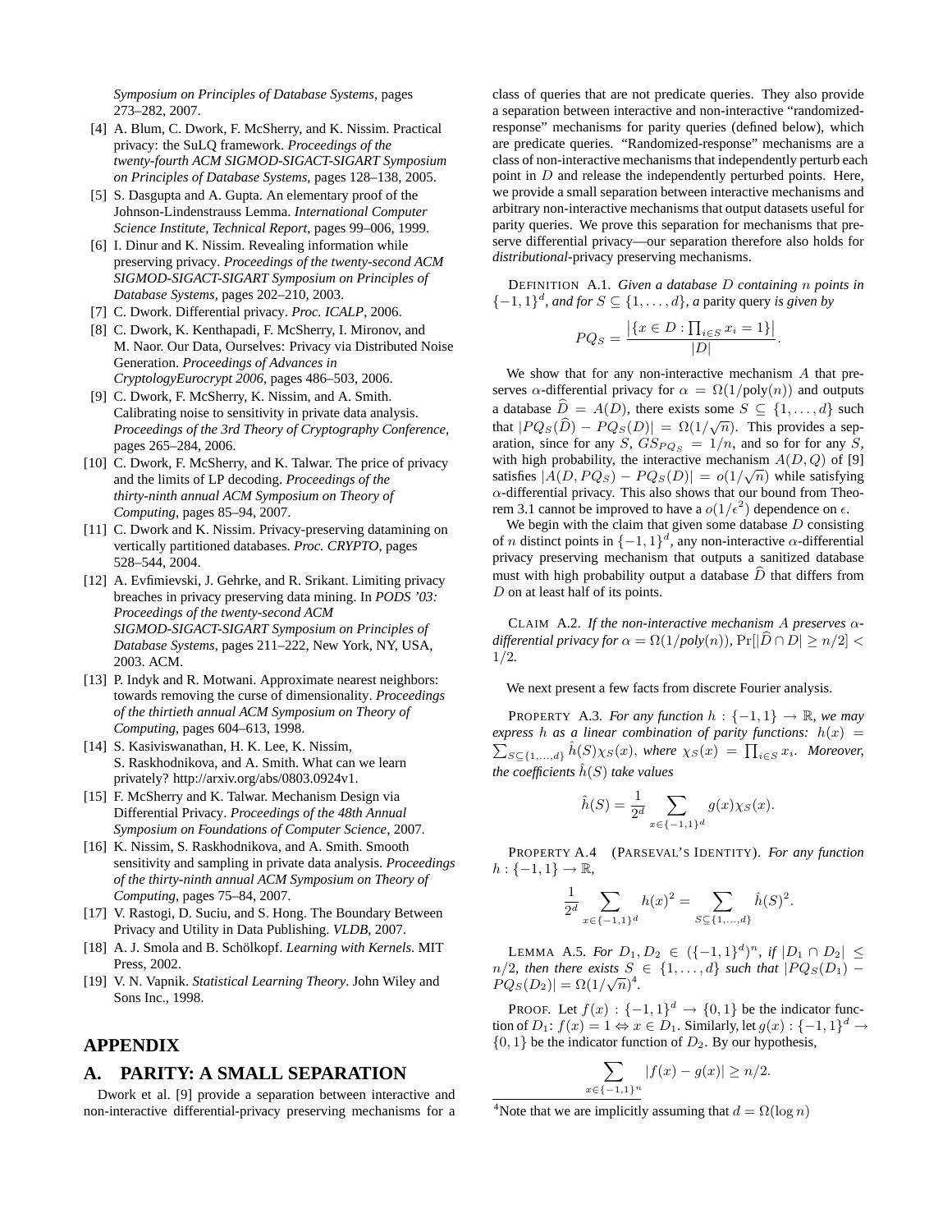*Symposium on Principles of Database Systems*, pages 273–282, 2007.

[4] A. Blum, C. Dwork, F. McSherry, and K. Nissim. Practical privacy: the SuLQ framework. *Proceedings of the twenty-fourth ACM SIGMOD-SIGACT-SIGART Symposium on Principles of Database Systems*, pages 128–138, 2005.

[5] S. Dasgupta and A. Gupta. An elementary proof of the Johnson-Lindenstrauss Lemma. *International Computer Science Institute, Technical Report*, pages 99–006, 1999.

[6] I. Dinur and K. Nissim. Revealing information while preserving privacy. *Proceedings of the twenty-second ACM SIGMOD-SIGACT-SIGART Symposium on Principles of Database Systems*, pages 202–210, 2003.

[7] C. Dwork. Differential privacy. *Proc. ICALP*, 2006.

[8] C. Dwork, K. Kenthapadi, F. McSherry, I. Mironov, and M. Naor. Our Data, Ourselves: Privacy via Distributed Noise Generation. *Proceedings of Advances in CryptologyEurocrypt 2006*, pages 486–503, 2006.

[9] C. Dwork, F. McSherry, K. Nissim, and A. Smith. Calibrating noise to sensitivity in private data analysis. *Proceedings of the 3rd Theory of Cryptography Conference*, pages 265–284, 2006.

[10] C. Dwork, F. McSherry, and K. Talwar. The price of privacy and the limits of LP decoding. *Proceedings of the thirty-ninth annual ACM Symposium on Theory of Computing*, pages 85–94, 2007.

[11] C. Dwork and K. Nissim. Privacy-preserving datamining on vertically partitioned databases. *Proc. CRYPTO*, pages 528–544, 2004.

[12] A. Evfimievski, J. Gehrke, and R. Srikant. Limiting privacy breaches in privacy preserving data mining. In *PODS '03: Proceedings of the twenty-second ACM SIGMOD-SIGACT-SIGART Symposium on Principles of Database Systems*, pages 211–222, New York, NY, USA, 2003. ACM.

[13] P. Indyk and R. Motwani. Approximate nearest neighbors: towards removing the curse of dimensionality. *Proceedings of the thirtieth annual ACM Symposium on Theory of Computing*, pages 604–613, 1998.

[14] S. Kasiviswanathan, H. K. Lee, K. Nissim, S. Raskhodnikova, and A. Smith. What can we learn privately? http://arxiv.org/abs/0803.0924v1.

[15] F. McSherry and K. Talwar. Mechanism Design via Differential Privacy. *Proceedings of the 48th Annual Symposium on Foundations of Computer Science*, 2007.

[16] K. Nissim, S. Raskhodnikova, and A. Smith. Smooth sensitivity and sampling in private data analysis. *Proceedings of the thirty-ninth annual ACM Symposium on Theory of Computing*, pages 75–84, 2007.

[17] V. Rastogi, D. Suciu, and S. Hong. The Boundary Between Privacy and Utility in Data Publishing. *VLDB*, 2007.

[18] A. J. Smola and B. Schölkopf. *Learning with Kernels*. MIT Press, 2002.

[19] V. N. Vapnik. *Statistical Learning Theory*. John Wiley and Sons Inc., 1998.

# APPENDIX

## A. PARITY: A SMALL SEPARATION

Dwork et al. [9] provide a separation between interactive and non-interactive differential-privacy preserving mechanisms for a class of queries that are not predicate queries. They also provide a separation between interactive and non-interactive "randomized-response" mechanisms for parity queries (defined below), which are predicate queries. "Randomized-response" mechanisms are a class of non-interactive mechanisms that independently perturb each point in $D$ and release the independently perturbed points. Here, we provide a small separation between interactive mechanisms and arbitrary non-interactive mechanisms that output datasets useful for parity queries. We prove this separation for mechanisms that preserve differential privacy—our separation therefore also holds for *distributional*-privacy preserving mechanisms.

DEFINITION A.1. *Given a database $D$ containing $n$ points in $\{-1,1\}^d$, and for $S \subseteq \{1,\ldots,d\}$, a* parity query *is given by*

$$PQ_S = \frac{\left|\{x \in D : \prod_{i \in S} x_i = 1\}\right|}{|D|}.$$

We show that for any non-interactive mechanism $A$ that preserves $\alpha$-differential privacy for $\alpha = \Omega(1/\text{poly}(n))$ and outputs a database $\widehat{D} = A(D)$, there exists some $S \subseteq \{1,\ldots,d\}$ such that $|PQ_S(\widehat{D}) - PQ_S(D)| = \Omega(1/\sqrt{n})$. This provides a separation, since for any $S$, $GS_{PQ_S} = 1/n$, and so for for any $S$, with high probability, the interactive mechanism $A(D,Q)$ of [9] satisfies $|A(D, PQ_S) - PQ_S(D)| = o(1/\sqrt{n})$ while satisfying $\alpha$-differential privacy. This also shows that our bound from Theorem 3.1 cannot be improved to have a $o(1/\epsilon^2)$ dependence on $\epsilon$.

We begin with the claim that given some database $D$ consisting of $n$ distinct points in $\{-1,1\}^d$, any non-interactive $\alpha$-differential privacy preserving mechanism that outputs a sanitized database must with high probability output a database $\widehat{D}$ that differs from $D$ on at least half of its points.

CLAIM A.2. *If the non-interactive mechanism $A$ preserves $\alpha$-differential privacy for $\alpha = \Omega(1/poly(n))$, $\Pr[|\widehat{D} \cap D| \geq n/2] < 1/2$.*

We next present a few facts from discrete Fourier analysis.

PROPERTY A.3. *For any function $h : \{-1,1\} \rightarrow \mathbb{R}$, we may express $h$ as a linear combination of parity functions: $h(x) = \sum_{S\subseteq\{1,\ldots,d\}} \hat{h}(S)\chi_S(x)$, where $\chi_S(x) = \prod_{i\in S} x_i$. Moreover, the coefficients $\hat{h}(S)$ take values*

$$\hat{h}(S) = \frac{1}{2^d}\sum_{x\in\{-1,1\}^d} g(x)\chi_S(x).$$

PROPERTY A.4 (PARSEVAL'S IDENTITY). *For any function $h : \{-1,1\} \rightarrow \mathbb{R}$,*

$$\frac{1}{2^d}\sum_{x\in\{-1,1\}^d} h(x)^2 = \sum_{S\subseteq\{1,\ldots,d\}} \hat{h}(S)^2.$$

LEMMA A.5. *For $D_1, D_2 \in (\{-1,1\}^d)^n$, if $|D_1 \cap D_2| \leq n/2$, then there exists $S \in \{1,\ldots,d\}$ such that $|PQ_S(D_1) - PQ_S(D_2)| = \Omega(1/\sqrt{n})$*[4].

PROOF. Let $f(x) : \{-1,1\}^d \rightarrow \{0,1\}$ be the indicator function of $D_1$: $f(x) = 1 \Leftrightarrow x \in D_1$. Similarly, let $g(x) : \{-1,1\}^d \rightarrow \{0,1\}$ be the indicator function of $D_2$. By our hypothesis,

$$\sum_{x\in\{-1,1\}^n} |f(x) - g(x)| \geq n/2.$$

[4] Note that we are implicitly assuming that $d = \Omega(\log n)$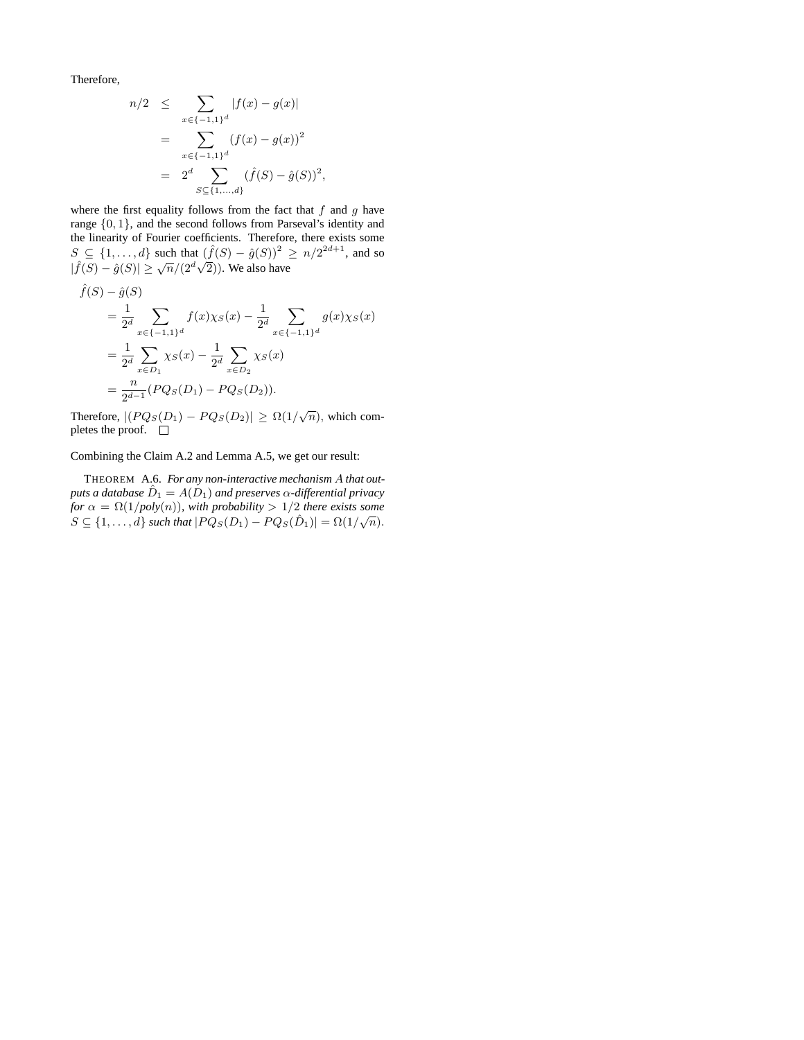Therefore,

$$
\begin{aligned}
n/2 &\leq \sum_{x \in \{-1,1\}^d} |f(x) - g(x)| \\
&= \sum_{x \in \{-1,1\}^d} (f(x) - g(x))^2 \\
&= 2^d \sum_{S \subseteq \{1,\ldots,d\}} (\hat{f}(S) - \hat{g}(S))^2,
\end{aligned}
$$

where the first equality follows from the fact that $f$ and $g$ have range $\{0, 1\}$, and the second follows from Parseval's identity and the linearity of Fourier coefficients. Therefore, there exists some $S \subseteq \{1, \ldots, d\}$ such that $(\hat{f}(S) - \hat{g}(S))^2 \geq n/2^{2d+1}$, and so $|\hat{f}(S) - \hat{g}(S)| \geq \sqrt{n}/(2^d\sqrt{2}))$. We also have

$$
\begin{aligned}
&\hat{f}(S) - \hat{g}(S) \\
&\quad = \frac{1}{2^d} \sum_{x \in \{-1,1\}^d} f(x)\chi_S(x) - \frac{1}{2^d} \sum_{x \in \{-1,1\}^d} g(x)\chi_S(x) \\
&\quad = \frac{1}{2^d} \sum_{x \in D_1} \chi_S(x) - \frac{1}{2^d} \sum_{x \in D_2} \chi_S(x) \\
&\quad = \frac{n}{2^{d-1}}(PQ_S(D_1) - PQ_S(D_2)).
\end{aligned}
$$

Therefore, $|(PQ_S(D_1) - PQ_S(D_2)| \geq \Omega(1/\sqrt{n})$, which completes the proof. □

Combining the Claim A.2 and Lemma A.5, we get our result:

THEOREM A.6. *For any non-interactive mechanism $A$ that outputs a database $\hat{D}_1 = A(D_1)$ and preserves $\alpha$-differential privacy for $\alpha = \Omega(1/poly(n))$, with probability $> 1/2$ there exists some $S \subseteq \{1, \ldots, d\}$ such that $|PQ_S(D_1) - PQ_S(\hat{D}_1)| = \Omega(1/\sqrt{n})$.*